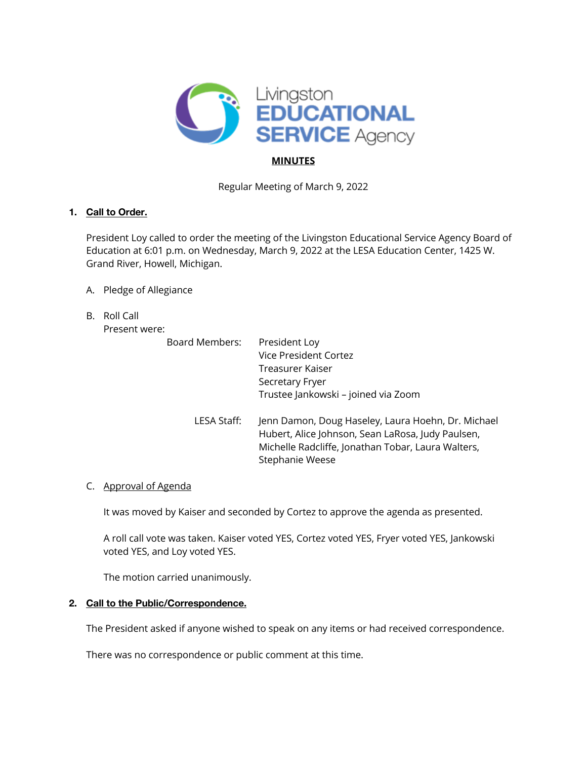Livingston EDUCATIONAL SERVICE Agency

**MINUTES**

Regular Meeting of March 9, 2022

## 1. Call to Order.

President Loy called to order the meeting of the Livingston Educational Service Agency Board of Education at 6:01 p.m. on Wednesday, March 9, 2022 at the LESA Education Center, 1425 W. Grand River, Howell, Michigan.

A. Pledge of Allegiance

B. Roll Call
Present were:

| | |
|---|---|
| Board Members: | President Loy<br>Vice President Cortez<br>Treasurer Kaiser<br>Secretary Fryer<br>Trustee Jankowski – joined via Zoom |
| LESA Staff: | Jenn Damon, Doug Haseley, Laura Hoehn, Dr. Michael Hubert, Alice Johnson, Sean LaRosa, Judy Paulsen, Michelle Radcliffe, Jonathan Tobar, Laura Walters, Stephanie Weese |

C. Approval of Agenda

It was moved by Kaiser and seconded by Cortez to approve the agenda as presented.

A roll call vote was taken. Kaiser voted YES, Cortez voted YES, Fryer voted YES, Jankowski voted YES, and Loy voted YES.

The motion carried unanimously.

## 2. Call to the Public/Correspondence.

The President asked if anyone wished to speak on any items or had received correspondence.

There was no correspondence or public comment at this time.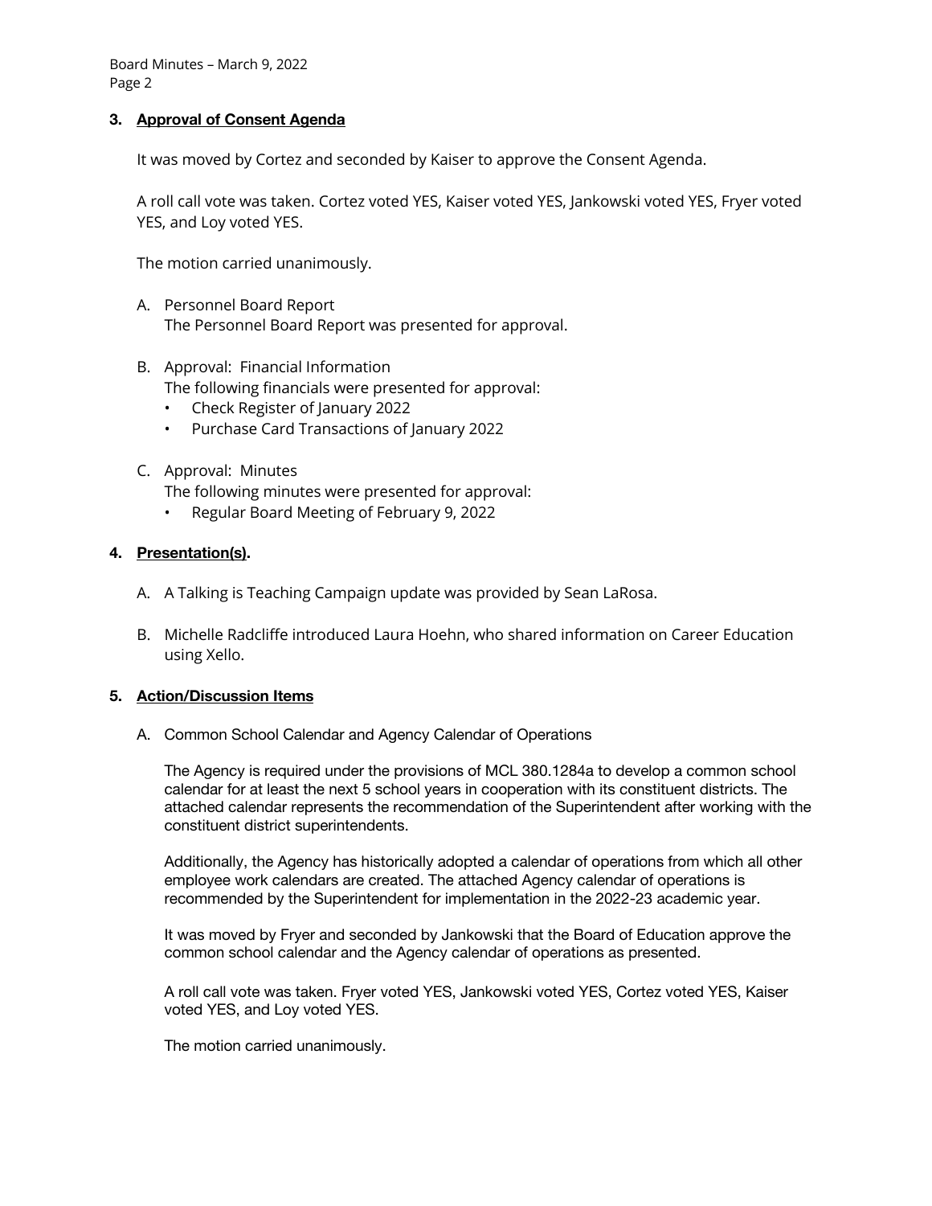### 3. **Approval of Consent Agenda**

It was moved by Cortez and seconded by Kaiser to approve the Consent Agenda.

A roll call vote was taken. Cortez voted YES, Kaiser voted YES, Jankowski voted YES, Fryer voted YES, and Loy voted YES.

The motion carried unanimously.

A. Personnel Board Report
   The Personnel Board Report was presented for approval.

B. Approval: Financial Information
   The following financials were presented for approval:
   - Check Register of January 2022
   - Purchase Card Transactions of January 2022

C. Approval: Minutes
   The following minutes were presented for approval:
   - Regular Board Meeting of February 9, 2022

### 4. **Presentation(s).**

A. A Talking is Teaching Campaign update was provided by Sean LaRosa.

B. Michelle Radcliffe introduced Laura Hoehn, who shared information on Career Education using Xello.

### 5. **Action/Discussion Items**

A. Common School Calendar and Agency Calendar of Operations

The Agency is required under the provisions of MCL 380.1284a to develop a common school calendar for at least the next 5 school years in cooperation with its constituent districts. The attached calendar represents the recommendation of the Superintendent after working with the constituent district superintendents.

Additionally, the Agency has historically adopted a calendar of operations from which all other employee work calendars are created. The attached Agency calendar of operations is recommended by the Superintendent for implementation in the 2022-23 academic year.

It was moved by Fryer and seconded by Jankowski that the Board of Education approve the common school calendar and the Agency calendar of operations as presented.

A roll call vote was taken. Fryer voted YES, Jankowski voted YES, Cortez voted YES, Kaiser voted YES, and Loy voted YES.

The motion carried unanimously.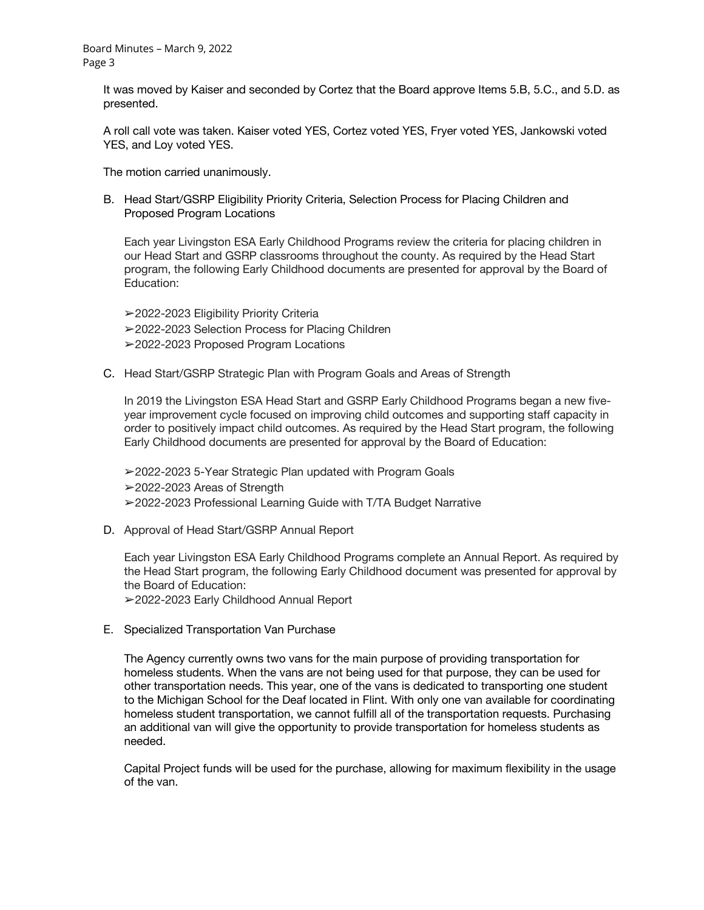It was moved by Kaiser and seconded by Cortez that the Board approve Items 5.B, 5.C., and 5.D. as presented.

A roll call vote was taken. Kaiser voted YES, Cortez voted YES, Fryer voted YES, Jankowski voted YES, and Loy voted YES.

The motion carried unanimously.

B. Head Start/GSRP Eligibility Priority Criteria, Selection Process for Placing Children and Proposed Program Locations

Each year Livingston ESA Early Childhood Programs review the criteria for placing children in our Head Start and GSRP classrooms throughout the county. As required by the Head Start program, the following Early Childhood documents are presented for approval by the Board of Education:

➢2022-2023 Eligibility Priority Criteria
➢2022-2023 Selection Process for Placing Children
➢2022-2023 Proposed Program Locations

C. Head Start/GSRP Strategic Plan with Program Goals and Areas of Strength

In 2019 the Livingston ESA Head Start and GSRP Early Childhood Programs began a new five-year improvement cycle focused on improving child outcomes and supporting staff capacity in order to positively impact child outcomes. As required by the Head Start program, the following Early Childhood documents are presented for approval by the Board of Education:

➢2022-2023 5-Year Strategic Plan updated with Program Goals
➢2022-2023 Areas of Strength
➢2022-2023 Professional Learning Guide with T/TA Budget Narrative

D. Approval of Head Start/GSRP Annual Report

Each year Livingston ESA Early Childhood Programs complete an Annual Report. As required by the Head Start program, the following Early Childhood document was presented for approval by the Board of Education:
➢2022-2023 Early Childhood Annual Report

E. Specialized Transportation Van Purchase

The Agency currently owns two vans for the main purpose of providing transportation for homeless students. When the vans are not being used for that purpose, they can be used for other transportation needs. This year, one of the vans is dedicated to transporting one student to the Michigan School for the Deaf located in Flint. With only one van available for coordinating homeless student transportation, we cannot fulfill all of the transportation requests. Purchasing an additional van will give the opportunity to provide transportation for homeless students as needed.

Capital Project funds will be used for the purchase, allowing for maximum flexibility in the usage of the van.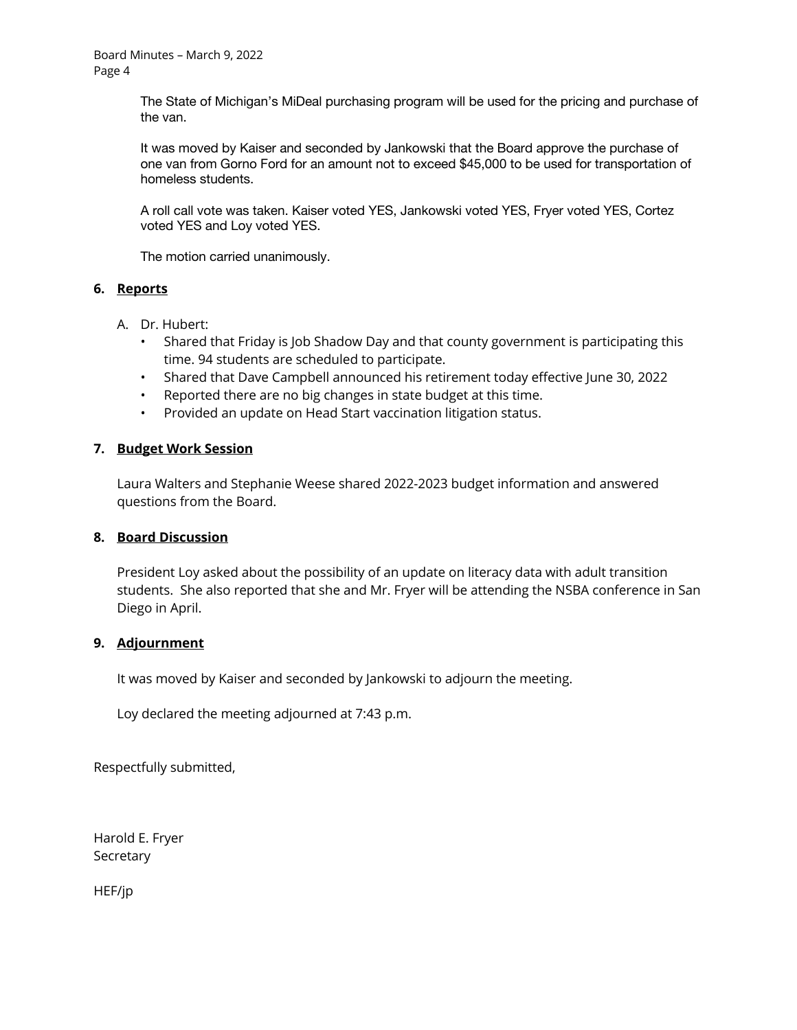The State of Michigan's MiDeal purchasing program will be used for the pricing and purchase of the van.

It was moved by Kaiser and seconded by Jankowski that the Board approve the purchase of one van from Gorno Ford for an amount not to exceed $45,000 to be used for transportation of homeless students.

A roll call vote was taken. Kaiser voted YES, Jankowski voted YES, Fryer voted YES, Cortez voted YES and Loy voted YES.

The motion carried unanimously.

## 6. Reports

A. Dr. Hubert:
- Shared that Friday is Job Shadow Day and that county government is participating this time. 94 students are scheduled to participate.
- Shared that Dave Campbell announced his retirement today effective June 30, 2022
- Reported there are no big changes in state budget at this time.
- Provided an update on Head Start vaccination litigation status.

## 7. Budget Work Session

Laura Walters and Stephanie Weese shared 2022-2023 budget information and answered questions from the Board.

## 8. Board Discussion

President Loy asked about the possibility of an update on literacy data with adult transition students. She also reported that she and Mr. Fryer will be attending the NSBA conference in San Diego in April.

## 9. Adjournment

It was moved by Kaiser and seconded by Jankowski to adjourn the meeting.

Loy declared the meeting adjourned at 7:43 p.m.

Respectfully submitted,

Harold E. Fryer
Secretary

HEF/jp